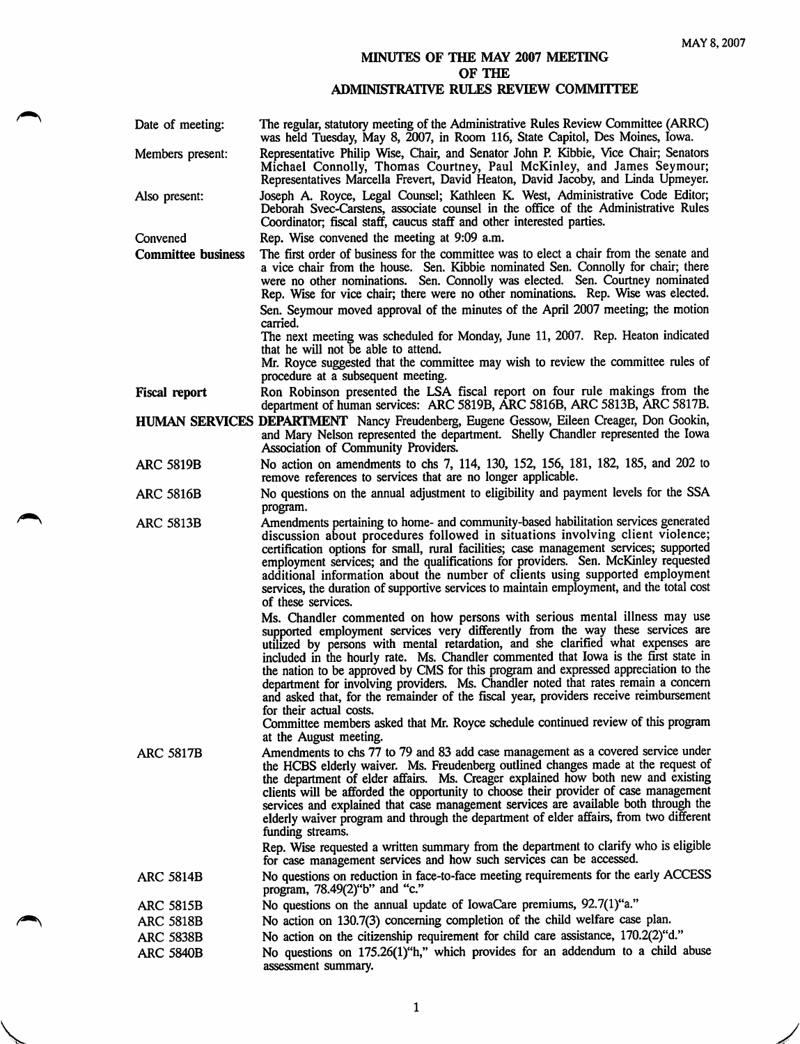# MINUTES OF THE MAY 2007 MEETING OF THE ADMINISTRATIVE RULES REVIEW COMMITTEE

**Date of meeting:** The regular, statutory meeting of the Administrative Rules Review Committee (ARRC) was held Tuesday, May 8, 2007, in Room 116, State Capitol, Des Moines, Iowa.

**Members present:** Representative Philip Wise, Chair, and Senator John P. Kibbie, Vice Chair; Senators Michael Connolly, Thomas Courtney, Paul McKinley, and James Seymour; Representatives Marcella Frevert, David Heaton, David Jacoby, and Linda Upmeyer.

**Also present:** Joseph A. Royce, Legal Counsel; Kathleen K. West, Administrative Code Editor; Deborah Svec-Carstens, associate counsel in the office of the Administrative Rules Coordinator; fiscal staff, caucus staff and other interested parties.

**Convened** Rep. Wise convened the meeting at 9:09 a.m.

**Committee business** The first order of business for the committee was to elect a chair from the senate and a vice chair from the house. Sen. Kibbie nominated Sen. Connolly for chair; there were no other nominations. Sen. Connolly was elected. Sen. Courtney nominated Rep. Wise for vice chair; there were no other nominations. Rep. Wise was elected.

Sen. Seymour moved approval of the minutes of the April 2007 meeting; the motion carried.

The next meeting was scheduled for Monday, June 11, 2007. Rep. Heaton indicated that he will not be able to attend.

Mr. Royce suggested that the committee may wish to review the committee rules of procedure at a subsequent meeting.

**Fiscal report** Ron Robinson presented the LSA fiscal report on four rule makings from the department of human services: ARC 5819B, ARC 5816B, ARC 5813B, ARC 5817B.

**HUMAN SERVICES DEPARTMENT** Nancy Freudenberg, Eugene Gessow, Eileen Creager, Don Gookin, and Mary Nelson represented the department. Shelly Chandler represented the Iowa Association of Community Providers.

**ARC 5819B** No action on amendments to chs 7, 114, 130, 152, 156, 181, 182, 185, and 202 to remove references to services that are no longer applicable.

**ARC 5816B** No questions on the annual adjustment to eligibility and payment levels for the SSA program.

**ARC 5813B** Amendments pertaining to home- and community-based habilitation services generated discussion about procedures followed in situations involving client violence; certification options for small, rural facilities; case management services; supported employment services; and the qualifications for providers. Sen. McKinley requested additional information about the number of clients using supported employment services, the duration of supportive services to maintain employment, and the total cost of these services.

Ms. Chandler commented on how persons with serious mental illness may use supported employment services very differently from the way these services are utilized by persons with mental retardation, and she clarified what expenses are included in the hourly rate. Ms. Chandler commented that Iowa is the first state in the nation to be approved by CMS for this program and expressed appreciation to the department for involving providers. Ms. Chandler noted that rates remain a concern and asked that, for the remainder of the fiscal year, providers receive reimbursement for their actual costs.

Committee members asked that Mr. Royce schedule continued review of this program at the August meeting.

**ARC 5817B** Amendments to chs 77 to 79 and 83 add case management as a covered service under the HCBS elderly waiver. Ms. Freudenberg outlined changes made at the request of the department of elder affairs. Ms. Creager explained how both new and existing clients will be afforded the opportunity to choose their provider of case management services and explained that case management services are available both through the elderly waiver program and through the department of elder affairs, from two different funding streams.

Rep. Wise requested a written summary from the department to clarify who is eligible for case management services and how such services can be accessed.

**ARC 5814B** No questions on reduction in face-to-face meeting requirements for the early ACCESS program, 78.49(2)"b" and "c."

**ARC 5815B** No questions on the annual update of IowaCare premiums, 92.7(1)"a."

**ARC 5818B** No action on 130.7(3) concerning completion of the child welfare case plan.

**ARC 5838B** No action on the citizenship requirement for child care assistance, 170.2(2)"d."

**ARC 5840B** No questions on 175.26(1)"h," which provides for an addendum to a child abuse assessment summary.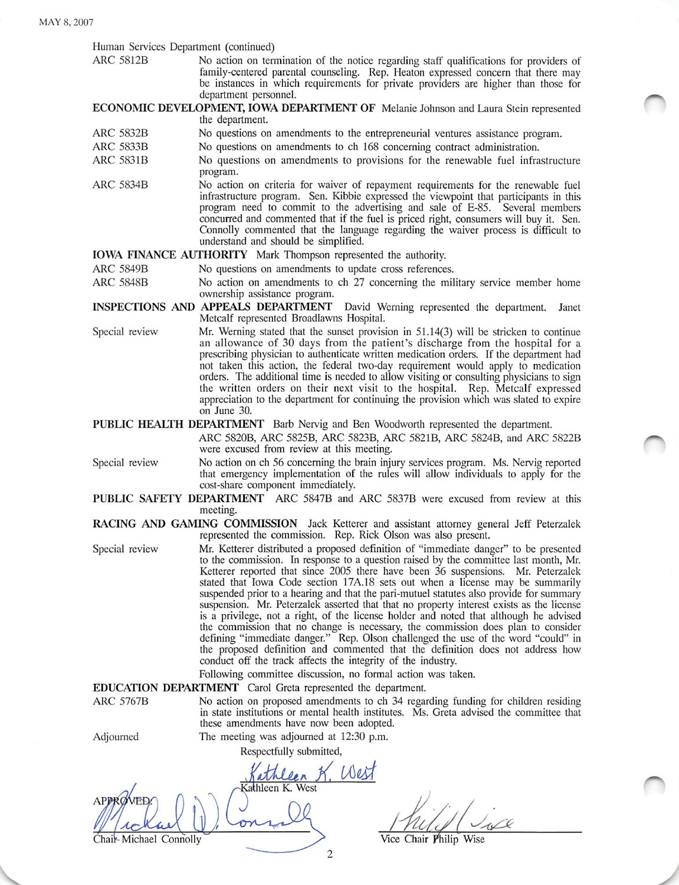Human Services Department (continued)

ARC 5812B — No action on termination of the notice regarding staff qualifications for providers of family-centered parental counseling. Rep. Heaton expressed concern that there may be instances in which requirements for private providers are higher than those for department personnel.

**ECONOMIC DEVELOPMENT, IOWA DEPARTMENT OF** Melanie Johnson and Laura Stein represented the department.

ARC 5832B — No questions on amendments to the entrepreneurial ventures assistance program.

ARC 5833B — No questions on amendments to ch 168 concerning contract administration.

ARC 5831B — No questions on amendments to provisions for the renewable fuel infrastructure program.

ARC 5834B — No action on criteria for waiver of repayment requirements for the renewable fuel infrastructure program. Sen. Kibbie expressed the viewpoint that participants in this program need to commit to the advertising and sale of E-85. Several members concurred and commented that if the fuel is priced right, consumers will buy it. Sen. Connolly commented that the language regarding the waiver process is difficult to understand and should be simplified.

**IOWA FINANCE AUTHORITY** Mark Thompson represented the authority.

ARC 5849B — No questions on amendments to update cross references.

ARC 5848B — No action on amendments to ch 27 concerning the military service member home ownership assistance program.

**INSPECTIONS AND APPEALS DEPARTMENT** David Werning represented the department. Janet Metcalf represented Broadlawns Hospital.

Special review — Mr. Werning stated that the sunset provision in 51.14(3) will be stricken to continue an allowance of 30 days from the patient's discharge from the hospital for a prescribing physician to authenticate written medication orders. If the department had not taken this action, the federal two-day requirement would apply to medication orders. The additional time is needed to allow visiting or consulting physicians to sign the written orders on their next visit to the hospital. Rep. Metcalf expressed appreciation to the department for continuing the provision which was slated to expire on June 30.

**PUBLIC HEALTH DEPARTMENT** Barb Nervig and Ben Woodworth represented the department.

ARC 5820B, ARC 5825B, ARC 5823B, ARC 5821B, ARC 5824B, and ARC 5822B were excused from review at this meeting.

Special review — No action on ch 56 concerning the brain injury services program. Ms. Nervig reported that emergency implementation of the rules will allow individuals to apply for the cost-share component immediately.

**PUBLIC SAFETY DEPARTMENT** ARC 5847B and ARC 5837B were excused from review at this meeting.

**RACING AND GAMING COMMISSION** Jack Ketterer and assistant attorney general Jeff Peterzalek represented the commission. Rep. Rick Olson was also present.

Special review — Mr. Ketterer distributed a proposed definition of "immediate danger" to be presented to the commission. In response to a question raised by the committee last month, Mr. Ketterer reported that since 2005 there have been 36 suspensions. Mr. Peterzalek stated that Iowa Code section 17A.18 sets out when a license may be summarily suspended prior to a hearing and that the pari-mutuel statutes also provide for summary suspension. Mr. Peterzalek asserted that that no property interest exists as the license is a privilege, not a right, of the license holder and noted that although he advised the commission that no change is necessary, the commission does plan to consider defining "immediate danger." Rep. Olson challenged the use of the word "could" in the proposed definition and commented that the definition does not address how conduct off the track affects the integrity of the industry.

Following committee discussion, no formal action was taken.

**EDUCATION DEPARTMENT** Carol Greta represented the department.

ARC 5767B — No action on proposed amendments to ch 34 regarding funding for children residing in state institutions or mental health institutes. Ms. Greta advised the committee that these amendments have now been adopted.

Adjourned — The meeting was adjourned at 12:30 p.m.

Respectfully submitted,

Kathleen K. West

APPROVED:

Chair Michael Connolly

Vice Chair Philip Wise